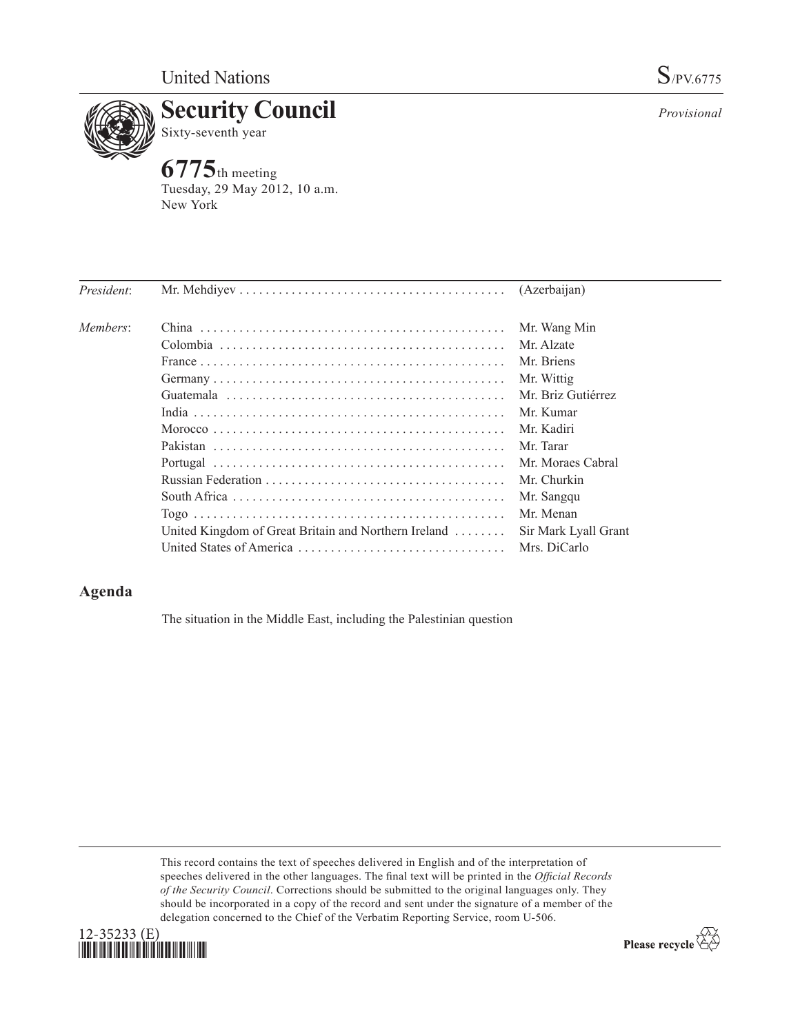United Nations S/PV.6775

# Security Council

Sixty-seventh year

*Provisional*

## 6775th meeting

Tuesday, 29 May 2012, 10 a.m.
New York

| | | |
|---|---|---|
| *President*: | Mr. Mehdiyev | (Azerbaijan) |
| *Members*: | China | Mr. Wang Min |
| | Colombia | Mr. Alzate |
| | France | Mr. Briens |
| | Germany | Mr. Wittig |
| | Guatemala | Mr. Briz Gutiérrez |
| | India | Mr. Kumar |
| | Morocco | Mr. Kadiri |
| | Pakistan | Mr. Tarar |
| | Portugal | Mr. Moraes Cabral |
| | Russian Federation | Mr. Churkin |
| | South Africa | Mr. Sangqu |
| | Togo | Mr. Menan |
| | United Kingdom of Great Britain and Northern Ireland | Sir Mark Lyall Grant |
| | United States of America | Mrs. DiCarlo |

## Agenda

The situation in the Middle East, including the Palestinian question

This record contains the text of speeches delivered in English and of the interpretation of speeches delivered in the other languages. The final text will be printed in the *Official Records of the Security Council*. Corrections should be submitted to the original languages only. They should be incorporated in a copy of the record and sent under the signature of a member of the delegation concerned to the Chief of the Verbatim Reporting Service, room U-506.

12-35233 (E)

Please recycle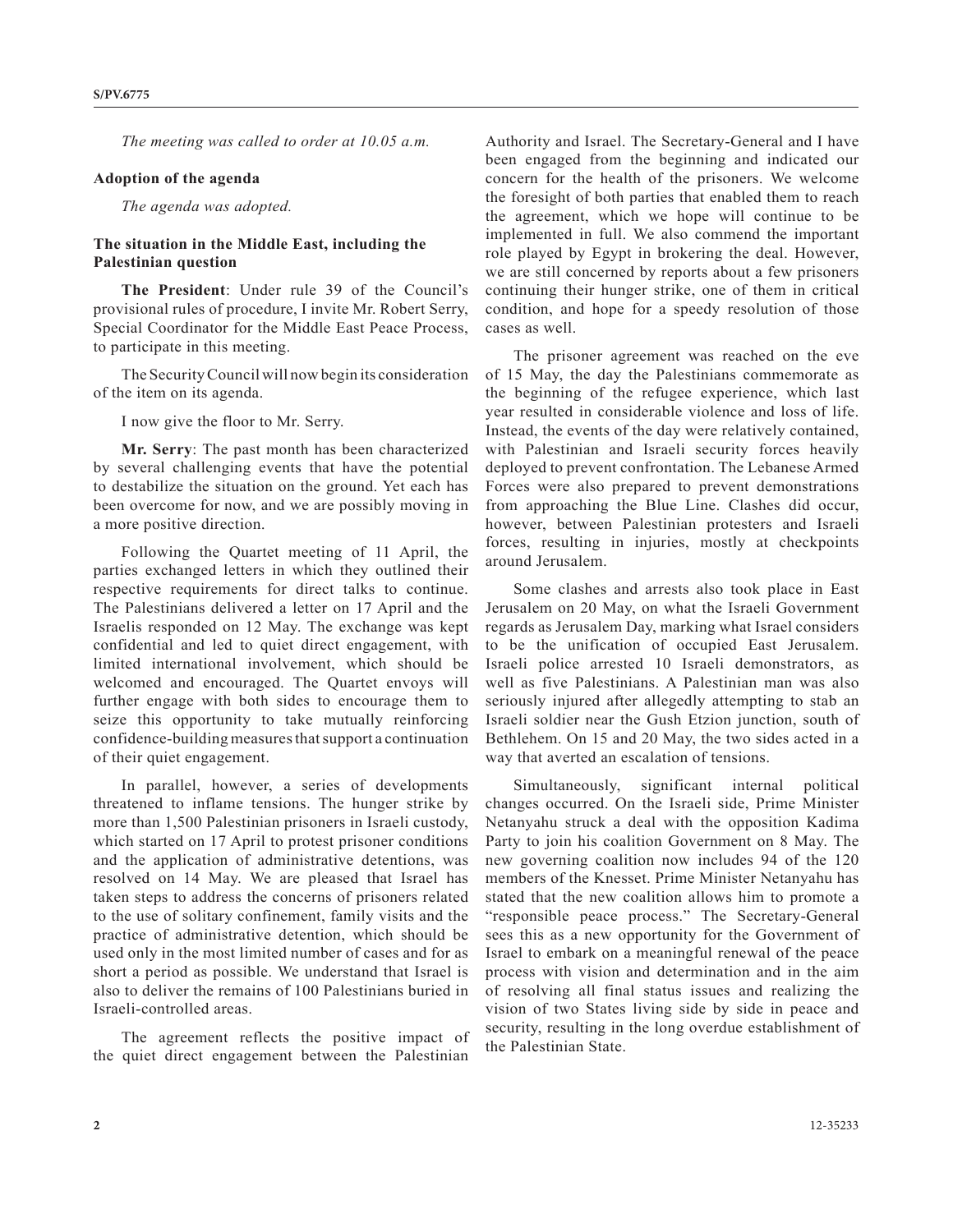*The meeting was called to order at 10.05 a.m.*

**Adoption of the agenda**

*The agenda was adopted.*

**The situation in the Middle East, including the Palestinian question**

**The President**: Under rule 39 of the Council's provisional rules of procedure, I invite Mr. Robert Serry, Special Coordinator for the Middle East Peace Process, to participate in this meeting.

The Security Council will now begin its consideration of the item on its agenda.

I now give the floor to Mr. Serry.

**Mr. Serry**: The past month has been characterized by several challenging events that have the potential to destabilize the situation on the ground. Yet each has been overcome for now, and we are possibly moving in a more positive direction.

Following the Quartet meeting of 11 April, the parties exchanged letters in which they outlined their respective requirements for direct talks to continue. The Palestinians delivered a letter on 17 April and the Israelis responded on 12 May. The exchange was kept confidential and led to quiet direct engagement, with limited international involvement, which should be welcomed and encouraged. The Quartet envoys will further engage with both sides to encourage them to seize this opportunity to take mutually reinforcing confidence-building measures that support a continuation of their quiet engagement.

In parallel, however, a series of developments threatened to inflame tensions. The hunger strike by more than 1,500 Palestinian prisoners in Israeli custody, which started on 17 April to protest prisoner conditions and the application of administrative detentions, was resolved on 14 May. We are pleased that Israel has taken steps to address the concerns of prisoners related to the use of solitary confinement, family visits and the practice of administrative detention, which should be used only in the most limited number of cases and for as short a period as possible. We understand that Israel is also to deliver the remains of 100 Palestinians buried in Israeli-controlled areas.

The agreement reflects the positive impact of the quiet direct engagement between the Palestinian Authority and Israel. The Secretary-General and I have been engaged from the beginning and indicated our concern for the health of the prisoners. We welcome the foresight of both parties that enabled them to reach the agreement, which we hope will continue to be implemented in full. We also commend the important role played by Egypt in brokering the deal. However, we are still concerned by reports about a few prisoners continuing their hunger strike, one of them in critical condition, and hope for a speedy resolution of those cases as well.

The prisoner agreement was reached on the eve of 15 May, the day the Palestinians commemorate as the beginning of the refugee experience, which last year resulted in considerable violence and loss of life. Instead, the events of the day were relatively contained, with Palestinian and Israeli security forces heavily deployed to prevent confrontation. The Lebanese Armed Forces were also prepared to prevent demonstrations from approaching the Blue Line. Clashes did occur, however, between Palestinian protesters and Israeli forces, resulting in injuries, mostly at checkpoints around Jerusalem.

Some clashes and arrests also took place in East Jerusalem on 20 May, on what the Israeli Government regards as Jerusalem Day, marking what Israel considers to be the unification of occupied East Jerusalem. Israeli police arrested 10 Israeli demonstrators, as well as five Palestinians. A Palestinian man was also seriously injured after allegedly attempting to stab an Israeli soldier near the Gush Etzion junction, south of Bethlehem. On 15 and 20 May, the two sides acted in a way that averted an escalation of tensions.

Simultaneously, significant internal political changes occurred. On the Israeli side, Prime Minister Netanyahu struck a deal with the opposition Kadima Party to join his coalition Government on 8 May. The new governing coalition now includes 94 of the 120 members of the Knesset. Prime Minister Netanyahu has stated that the new coalition allows him to promote a "responsible peace process." The Secretary-General sees this as a new opportunity for the Government of Israel to embark on a meaningful renewal of the peace process with vision and determination and in the aim of resolving all final status issues and realizing the vision of two States living side by side in peace and security, resulting in the long overdue establishment of the Palestinian State.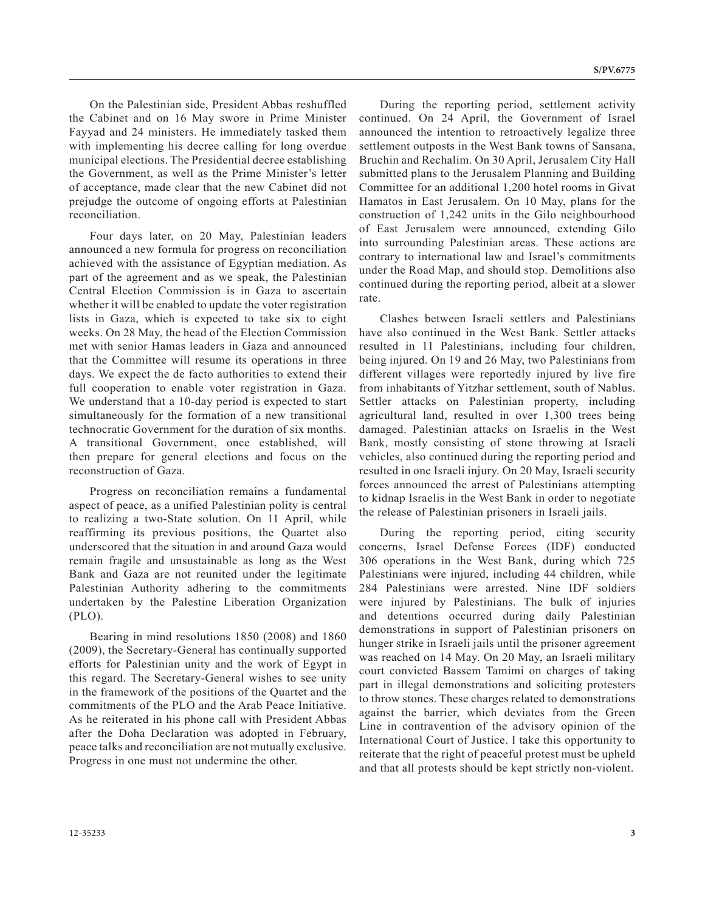On the Palestinian side, President Abbas reshuffled the Cabinet and on 16 May swore in Prime Minister Fayyad and 24 ministers. He immediately tasked them with implementing his decree calling for long overdue municipal elections. The Presidential decree establishing the Government, as well as the Prime Minister's letter of acceptance, made clear that the new Cabinet did not prejudge the outcome of ongoing efforts at Palestinian reconciliation.

Four days later, on 20 May, Palestinian leaders announced a new formula for progress on reconciliation achieved with the assistance of Egyptian mediation. As part of the agreement and as we speak, the Palestinian Central Election Commission is in Gaza to ascertain whether it will be enabled to update the voter registration lists in Gaza, which is expected to take six to eight weeks. On 28 May, the head of the Election Commission met with senior Hamas leaders in Gaza and announced that the Committee will resume its operations in three days. We expect the de facto authorities to extend their full cooperation to enable voter registration in Gaza. We understand that a 10-day period is expected to start simultaneously for the formation of a new transitional technocratic Government for the duration of six months. A transitional Government, once established, will then prepare for general elections and focus on the reconstruction of Gaza.

Progress on reconciliation remains a fundamental aspect of peace, as a unified Palestinian polity is central to realizing a two-State solution. On 11 April, while reaffirming its previous positions, the Quartet also underscored that the situation in and around Gaza would remain fragile and unsustainable as long as the West Bank and Gaza are not reunited under the legitimate Palestinian Authority adhering to the commitments undertaken by the Palestine Liberation Organization (PLO).

Bearing in mind resolutions 1850 (2008) and 1860 (2009), the Secretary-General has continually supported efforts for Palestinian unity and the work of Egypt in this regard. The Secretary-General wishes to see unity in the framework of the positions of the Quartet and the commitments of the PLO and the Arab Peace Initiative. As he reiterated in his phone call with President Abbas after the Doha Declaration was adopted in February, peace talks and reconciliation are not mutually exclusive. Progress in one must not undermine the other.

During the reporting period, settlement activity continued. On 24 April, the Government of Israel announced the intention to retroactively legalize three settlement outposts in the West Bank towns of Sansana, Bruchin and Rechalim. On 30 April, Jerusalem City Hall submitted plans to the Jerusalem Planning and Building Committee for an additional 1,200 hotel rooms in Givat Hamatos in East Jerusalem. On 10 May, plans for the construction of 1,242 units in the Gilo neighbourhood of East Jerusalem were announced, extending Gilo into surrounding Palestinian areas. These actions are contrary to international law and Israel's commitments under the Road Map, and should stop. Demolitions also continued during the reporting period, albeit at a slower rate.

Clashes between Israeli settlers and Palestinians have also continued in the West Bank. Settler attacks resulted in 11 Palestinians, including four children, being injured. On 19 and 26 May, two Palestinians from different villages were reportedly injured by live fire from inhabitants of Yitzhar settlement, south of Nablus. Settler attacks on Palestinian property, including agricultural land, resulted in over 1,300 trees being damaged. Palestinian attacks on Israelis in the West Bank, mostly consisting of stone throwing at Israeli vehicles, also continued during the reporting period and resulted in one Israeli injury. On 20 May, Israeli security forces announced the arrest of Palestinians attempting to kidnap Israelis in the West Bank in order to negotiate the release of Palestinian prisoners in Israeli jails.

During the reporting period, citing security concerns, Israel Defense Forces (IDF) conducted 306 operations in the West Bank, during which 725 Palestinians were injured, including 44 children, while 284 Palestinians were arrested. Nine IDF soldiers were injured by Palestinians. The bulk of injuries and detentions occurred during daily Palestinian demonstrations in support of Palestinian prisoners on hunger strike in Israeli jails until the prisoner agreement was reached on 14 May. On 20 May, an Israeli military court convicted Bassem Tamimi on charges of taking part in illegal demonstrations and soliciting protesters to throw stones. These charges related to demonstrations against the barrier, which deviates from the Green Line in contravention of the advisory opinion of the International Court of Justice. I take this opportunity to reiterate that the right of peaceful protest must be upheld and that all protests should be kept strictly non-violent.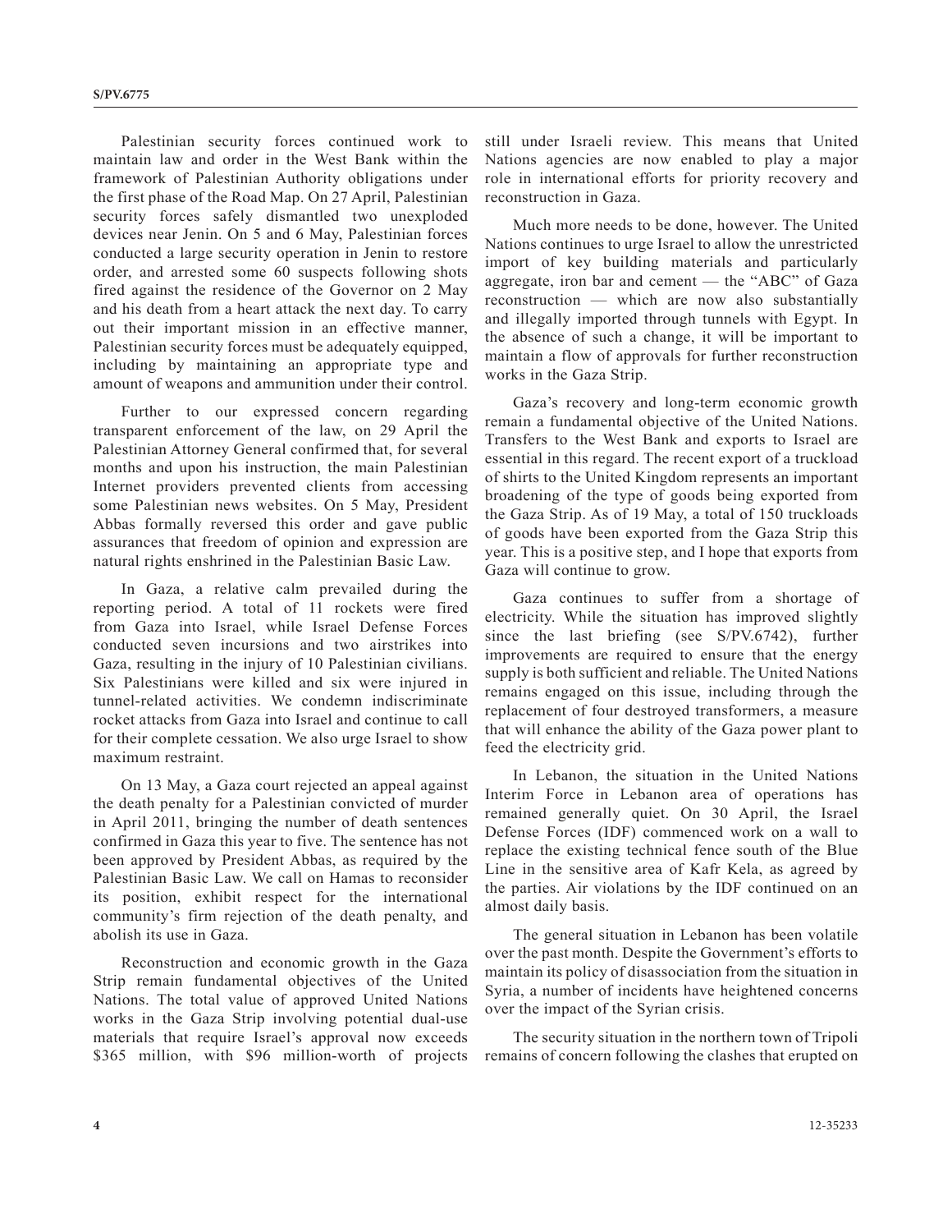Palestinian security forces continued work to maintain law and order in the West Bank within the framework of Palestinian Authority obligations under the first phase of the Road Map. On 27 April, Palestinian security forces safely dismantled two unexploded devices near Jenin. On 5 and 6 May, Palestinian forces conducted a large security operation in Jenin to restore order, and arrested some 60 suspects following shots fired against the residence of the Governor on 2 May and his death from a heart attack the next day. To carry out their important mission in an effective manner, Palestinian security forces must be adequately equipped, including by maintaining an appropriate type and amount of weapons and ammunition under their control.

Further to our expressed concern regarding transparent enforcement of the law, on 29 April the Palestinian Attorney General confirmed that, for several months and upon his instruction, the main Palestinian Internet providers prevented clients from accessing some Palestinian news websites. On 5 May, President Abbas formally reversed this order and gave public assurances that freedom of opinion and expression are natural rights enshrined in the Palestinian Basic Law.

In Gaza, a relative calm prevailed during the reporting period. A total of 11 rockets were fired from Gaza into Israel, while Israel Defense Forces conducted seven incursions and two airstrikes into Gaza, resulting in the injury of 10 Palestinian civilians. Six Palestinians were killed and six were injured in tunnel-related activities. We condemn indiscriminate rocket attacks from Gaza into Israel and continue to call for their complete cessation. We also urge Israel to show maximum restraint.

On 13 May, a Gaza court rejected an appeal against the death penalty for a Palestinian convicted of murder in April 2011, bringing the number of death sentences confirmed in Gaza this year to five. The sentence has not been approved by President Abbas, as required by the Palestinian Basic Law. We call on Hamas to reconsider its position, exhibit respect for the international community's firm rejection of the death penalty, and abolish its use in Gaza.

Reconstruction and economic growth in the Gaza Strip remain fundamental objectives of the United Nations. The total value of approved United Nations works in the Gaza Strip involving potential dual-use materials that require Israel's approval now exceeds \$365 million, with \$96 million-worth of projects still under Israeli review. This means that United Nations agencies are now enabled to play a major role in international efforts for priority recovery and reconstruction in Gaza.

Much more needs to be done, however. The United Nations continues to urge Israel to allow the unrestricted import of key building materials and particularly aggregate, iron bar and cement — the "ABC" of Gaza reconstruction — which are now also substantially and illegally imported through tunnels with Egypt. In the absence of such a change, it will be important to maintain a flow of approvals for further reconstruction works in the Gaza Strip.

Gaza's recovery and long-term economic growth remain a fundamental objective of the United Nations. Transfers to the West Bank and exports to Israel are essential in this regard. The recent export of a truckload of shirts to the United Kingdom represents an important broadening of the type of goods being exported from the Gaza Strip. As of 19 May, a total of 150 truckloads of goods have been exported from the Gaza Strip this year. This is a positive step, and I hope that exports from Gaza will continue to grow.

Gaza continues to suffer from a shortage of electricity. While the situation has improved slightly since the last briefing (see S/PV.6742), further improvements are required to ensure that the energy supply is both sufficient and reliable. The United Nations remains engaged on this issue, including through the replacement of four destroyed transformers, a measure that will enhance the ability of the Gaza power plant to feed the electricity grid.

In Lebanon, the situation in the United Nations Interim Force in Lebanon area of operations has remained generally quiet. On 30 April, the Israel Defense Forces (IDF) commenced work on a wall to replace the existing technical fence south of the Blue Line in the sensitive area of Kafr Kela, as agreed by the parties. Air violations by the IDF continued on an almost daily basis.

The general situation in Lebanon has been volatile over the past month. Despite the Government's efforts to maintain its policy of disassociation from the situation in Syria, a number of incidents have heightened concerns over the impact of the Syrian crisis.

The security situation in the northern town of Tripoli remains of concern following the clashes that erupted on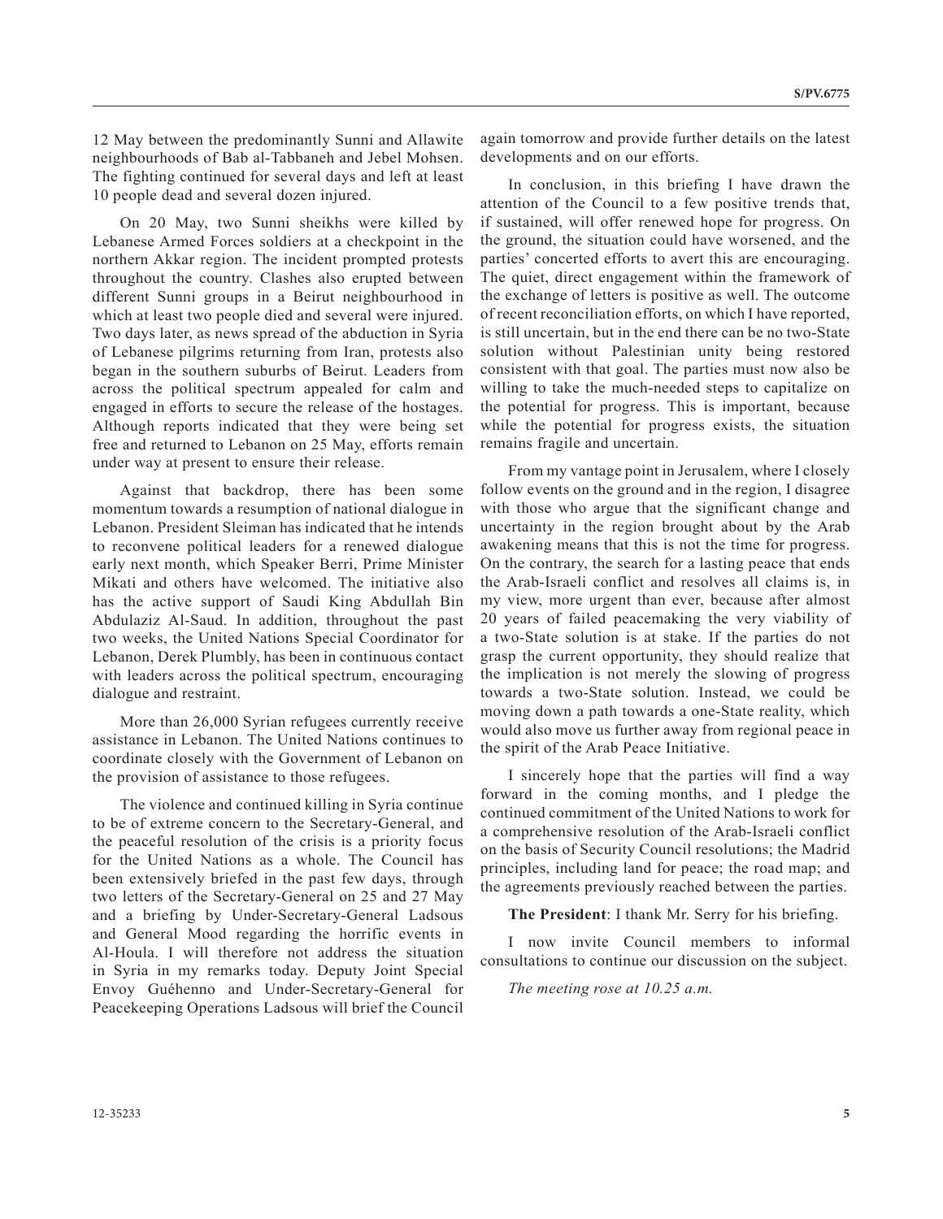12 May between the predominantly Sunni and Allawite neighbourhoods of Bab al-Tabbaneh and Jebel Mohsen. The fighting continued for several days and left at least 10 people dead and several dozen injured.

On 20 May, two Sunni sheikhs were killed by Lebanese Armed Forces soldiers at a checkpoint in the northern Akkar region. The incident prompted protests throughout the country. Clashes also erupted between different Sunni groups in a Beirut neighbourhood in which at least two people died and several were injured. Two days later, as news spread of the abduction in Syria of Lebanese pilgrims returning from Iran, protests also began in the southern suburbs of Beirut. Leaders from across the political spectrum appealed for calm and engaged in efforts to secure the release of the hostages. Although reports indicated that they were being set free and returned to Lebanon on 25 May, efforts remain under way at present to ensure their release.

Against that backdrop, there has been some momentum towards a resumption of national dialogue in Lebanon. President Sleiman has indicated that he intends to reconvene political leaders for a renewed dialogue early next month, which Speaker Berri, Prime Minister Mikati and others have welcomed. The initiative also has the active support of Saudi King Abdullah Bin Abdulaziz Al-Saud. In addition, throughout the past two weeks, the United Nations Special Coordinator for Lebanon, Derek Plumbly, has been in continuous contact with leaders across the political spectrum, encouraging dialogue and restraint.

More than 26,000 Syrian refugees currently receive assistance in Lebanon. The United Nations continues to coordinate closely with the Government of Lebanon on the provision of assistance to those refugees.

The violence and continued killing in Syria continue to be of extreme concern to the Secretary-General, and the peaceful resolution of the crisis is a priority focus for the United Nations as a whole. The Council has been extensively briefed in the past few days, through two letters of the Secretary-General on 25 and 27 May and a briefing by Under-Secretary-General Ladsous and General Mood regarding the horrific events in Al-Houla. I will therefore not address the situation in Syria in my remarks today. Deputy Joint Special Envoy Guéhenno and Under-Secretary-General for Peacekeeping Operations Ladsous will brief the Council again tomorrow and provide further details on the latest developments and on our efforts.

In conclusion, in this briefing I have drawn the attention of the Council to a few positive trends that, if sustained, will offer renewed hope for progress. On the ground, the situation could have worsened, and the parties' concerted efforts to avert this are encouraging. The quiet, direct engagement within the framework of the exchange of letters is positive as well. The outcome of recent reconciliation efforts, on which I have reported, is still uncertain, but in the end there can be no two-State solution without Palestinian unity being restored consistent with that goal. The parties must now also be willing to take the much-needed steps to capitalize on the potential for progress. This is important, because while the potential for progress exists, the situation remains fragile and uncertain.

From my vantage point in Jerusalem, where I closely follow events on the ground and in the region, I disagree with those who argue that the significant change and uncertainty in the region brought about by the Arab awakening means that this is not the time for progress. On the contrary, the search for a lasting peace that ends the Arab-Israeli conflict and resolves all claims is, in my view, more urgent than ever, because after almost 20 years of failed peacemaking the very viability of a two-State solution is at stake. If the parties do not grasp the current opportunity, they should realize that the implication is not merely the slowing of progress towards a two-State solution. Instead, we could be moving down a path towards a one-State reality, which would also move us further away from regional peace in the spirit of the Arab Peace Initiative.

I sincerely hope that the parties will find a way forward in the coming months, and I pledge the continued commitment of the United Nations to work for a comprehensive resolution of the Arab-Israeli conflict on the basis of Security Council resolutions; the Madrid principles, including land for peace; the road map; and the agreements previously reached between the parties.

**The President**: I thank Mr. Serry for his briefing.

I now invite Council members to informal consultations to continue our discussion on the subject.

*The meeting rose at 10.25 a.m.*